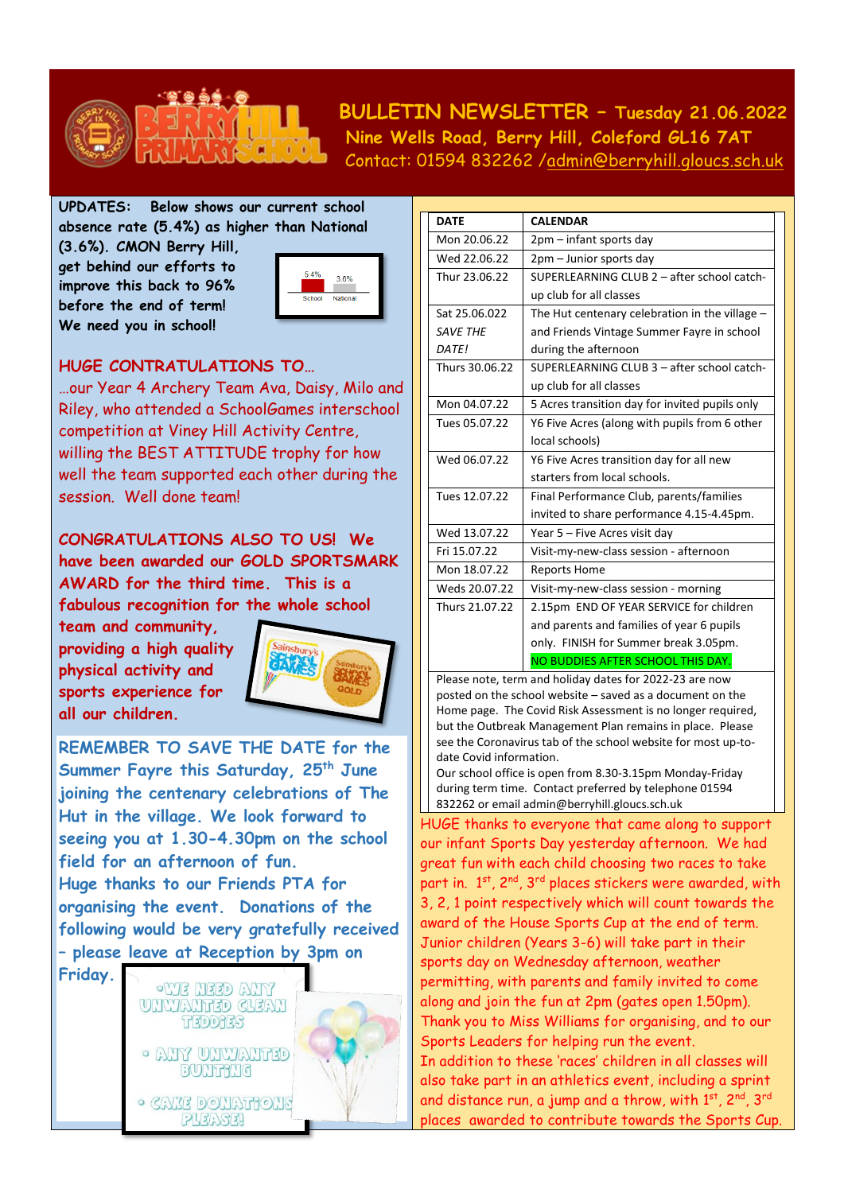# BULLETIN NEWSLETTER – Tuesday 21.06.2022

**Nine Wells Road, Berry Hill, Coleford GL16 7AT**

Contact: 01594 832262 /admin@berryhill.gloucs.sch.uk

**UPDATES:** **Below shows our current school absence rate (5.4%) as higher than National (3.6%). CMON Berry Hill, get behind our efforts to improve this back to 96% before the end of term! We need you in school!**

5.4% 3.6%
School National

## HUGE CONTRATULATIONS TO…

…our Year 4 Archery Team Ava, Daisy, Milo and Riley, who attended a SchoolGames interschool competition at Viney Hill Activity Centre, willing the BEST ATTITUDE trophy for how well the team supported each other during the session. Well done team!

**CONGRATULATIONS ALSO TO US! We have been awarded our GOLD SPORTSMARK AWARD for the third time. This is a fabulous recognition for the whole school team and community, providing a high quality physical activity and sports experience for all our children.**

**REMEMBER TO SAVE THE DATE for the Summer Fayre this Saturday, 25th June joining the centenary celebrations of The Hut in the village. We look forward to seeing you at 1.30-4.30pm on the school field for an afternoon of fun.**
**Huge thanks to our Friends PTA for organising the event. Donations of the following would be gratefully received – please leave at Reception by 3pm on Friday.**

- WE NEED ANY UNWANTED CLEAN TEDDIES
- ANY UNWANTED BUNTING
- CAKE DONATIONS PLEASE!

| DATE | CALENDAR |
|---|---|
| Mon 20.06.22 | 2pm – infant sports day |
| Wed 22.06.22 | 2pm – Junior sports day |
| Thur 23.06.22 | SUPERLEARNING CLUB 2 – after school catch-up club for all classes |
| Sat 25.06.022 *SAVE THE DATE!* | The Hut centenary celebration in the village – and Friends Vintage Summer Fayre in school during the afternoon |
| Thurs 30.06.22 | SUPERLEARNING CLUB 3 – after school catch-up club for all classes |
| Mon 04.07.22 | 5 Acres transition day for invited pupils only |
| Tues 05.07.22 | Y6 Five Acres (along with pupils from 6 other local schools) |
| Wed 06.07.22 | Y6 Five Acres transition day for all new starters from local schools. |
| Tues 12.07.22 | Final Performance Club, parents/families invited to share performance 4.15-4.45pm. |
| Wed 13.07.22 | Year 5 – Five Acres visit day |
| Fri 15.07.22 | Visit-my-new-class session - afternoon |
| Mon 18.07.22 | Reports Home |
| Weds 20.07.22 | Visit-my-new-class session - morning |
| Thurs 21.07.22 | 2.15pm END OF YEAR SERVICE for children and parents and families of year 6 pupils only. Finish for Summer break 3.05pm. NO BUDDIES AFTER SCHOOL THIS DAY. |

Please note, term and holiday dates for 2022-23 are now posted on the school website – saved as a document on the Home page. The Covid Risk Assessment is no longer required, but the Outbreak Management Plan remains in place. Please see the Coronavirus tab of the school website for most up-to-date Covid information.
Our school office is open from 8.30-3.15pm Monday-Friday during term time. Contact preferred by telephone 01594 832262 or email admin@berryhill.gloucs.sch.uk

HUGE thanks to everyone that came along to support our infant Sports Day yesterday afternoon. We had great fun with each child choosing two races to take part in. 1st, 2nd, 3rd places stickers were awarded, with 3, 2, 1 point respectively which will count towards the award of the House Sports Cup at the end of term. Junior children (Years 3-6) will take part in their sports day on Wednesday afternoon, weather permitting, with parents and family invited to come along and join the fun at 2pm (gates open 1.50pm). Thank you to Miss Williams for organising, and to our Sports Leaders for helping run the event.
In addition to these 'races' children in all classes will also take part in an athletics event, including a sprint and distance run, a jump and a throw, with 1st, 2nd, 3rd places awarded to contribute towards the Sports Cup.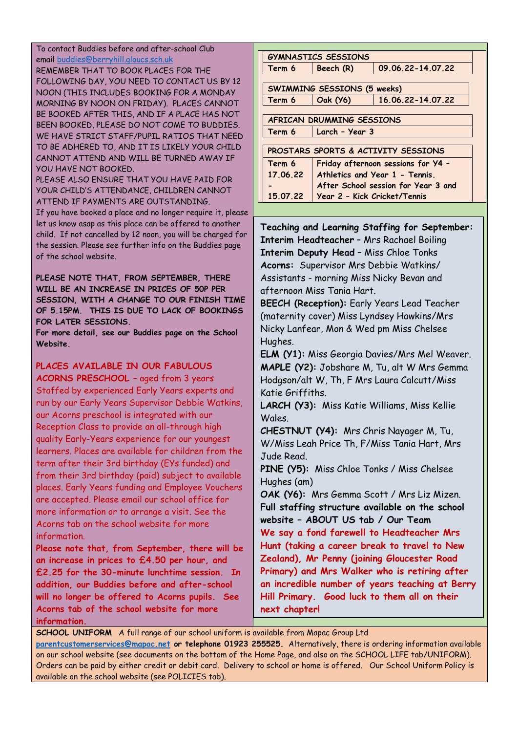To contact Buddies before and after-school Club email buddies@berryhill.gloucs.sch.uk

REMEMBER THAT TO BOOK PLACES FOR THE FOLLOWING DAY, YOU NEED TO CONTACT US BY 12 NOON (THIS INCLUDES BOOKING FOR A MONDAY MORNING BY NOON ON FRIDAY). PLACES CANNOT BE BOOKED AFTER THIS, AND IF A PLACE HAS NOT BEEN BOOKED, PLEASE DO NOT COME TO BUDDIES. WE HAVE STRICT STAFF/PUPIL RATIOS THAT NEED TO BE ADHERED TO, AND IT IS LIKELY YOUR CHILD CANNOT ATTEND AND WILL BE TURNED AWAY IF YOU HAVE NOT BOOKED.

PLEASE ALSO ENSURE THAT YOU HAVE PAID FOR YOUR CHILD'S ATTENDANCE, CHILDREN CANNOT ATTEND IF PAYMENTS ARE OUTSTANDING.

If you have booked a place and no longer require it, please let us know asap as this place can be offered to another child. If not cancelled by 12 noon, you will be charged for the session. Please see further info on the Buddies page of the school website.

**PLEASE NOTE THAT, FROM SEPTEMBER, THERE WILL BE AN INCREASE IN PRICES OF 50P PER SESSION, WITH A CHANGE TO OUR FINISH TIME OF 5.15PM. THIS IS DUE TO LACK OF BOOKINGS FOR LATER SESSIONS.**

**For more detail, see our Buddies page on the School Website.**

**PLACES AVAILABLE IN OUR FABULOUS ACORNS PRESCHOOL** – aged from 3 years

Staffed by experienced Early Years experts and run by our Early Years Supervisor Debbie Watkins, our Acorns preschool is integrated with our Reception Class to provide an all-through high quality Early-Years experience for our youngest learners. Places are available for children from the term after their 3rd birthday (EYs funded) and from their 3rd birthday (paid) subject to available places. Early Years funding and Employee Vouchers are accepted. Please email our school office for more information or to arrange a visit. See the Acorns tab on the school website for more information.

**Please note that, from September, there will be an increase in prices to £4.50 per hour, and £2.25 for the 30-minute lunchtime session. In addition, our Buddies before and after-school will no longer be offered to Acorns pupils. See Acorns tab of the school website for more information.**

| GYMNASTICS SESSIONS | | |
|---|---|---|
| Term 6 | Beech (R) | 09.06.22-14.07.22 |

| SWIMMING SESSIONS (5 weeks) | | |
|---|---|---|
| Term 6 | Oak (Y6) | 16.06.22-14.07.22 |

| AFRICAN DRUMMING SESSIONS | |
|---|---|
| Term 6 | Larch – Year 3 |

| PROSTARS SPORTS & ACTIVITY SESSIONS | |
|---|---|
| Term 6 17.06.22 – 15.07.22 | Friday afternoon sessions for Y4 – Athletics and Year 1 - Tennis. After School session for Year 3 and Year 2 – Kick Cricket/Tennis |

**Teaching and Learning Staffing for September:**
**Interim Headteacher** – Mrs Rachael Boiling
**Interim Deputy Head** – Miss Chloe Tonks
**Acorns:** Supervisor Mrs Debbie Watkins/ Assistants - morning Miss Nicky Bevan and afternoon Miss Tania Hart.
**BEECH (Reception):** Early Years Lead Teacher (maternity cover) Miss Lyndsey Hawkins/Mrs Nicky Lanfear, Mon & Wed pm Miss Chelsee Hughes.
**ELM (Y1):** Miss Georgia Davies/Mrs Mel Weaver.
**MAPLE (Y2):** Jobshare M, Tu, alt W Mrs Gemma Hodgson/alt W, Th, F Mrs Laura Calcutt/Miss Katie Griffiths.
**LARCH (Y3):** Miss Katie Williams, Miss Kellie Wales.
**CHESTNUT (Y4):** Mrs Chris Nayager M, Tu, W/Miss Leah Price Th, F/Miss Tania Hart, Mrs Jude Read.
**PINE (Y5):** Miss Chloe Tonks / Miss Chelsee Hughes (am)
**OAK (Y6):** Mrs Gemma Scott / Mrs Liz Mizen.
**Full staffing structure available on the school website – ABOUT US tab / Our Team**

**We say a fond farewell to Headteacher Mrs Hunt (taking a career break to travel to New Zealand), Mr Penny (joining Gloucester Road Primary) and Mrs Walker who is retiring after an incredible number of years teaching at Berry Hill Primary. Good luck to them all on their next chapter!**

**SCHOOL UNIFORM** A full range of our school uniform is available from Mapac Group Ltd **parentcustomerservices@mapac.net or telephone 01923 255525.** Alternatively, there is ordering information available on our school website (see documents on the bottom of the Home Page, and also on the SCHOOL LIFE tab/UNIFORM). Orders can be paid by either credit or debit card. Delivery to school or home is offered. Our School Uniform Policy is available on the school website (see POLICIES tab).